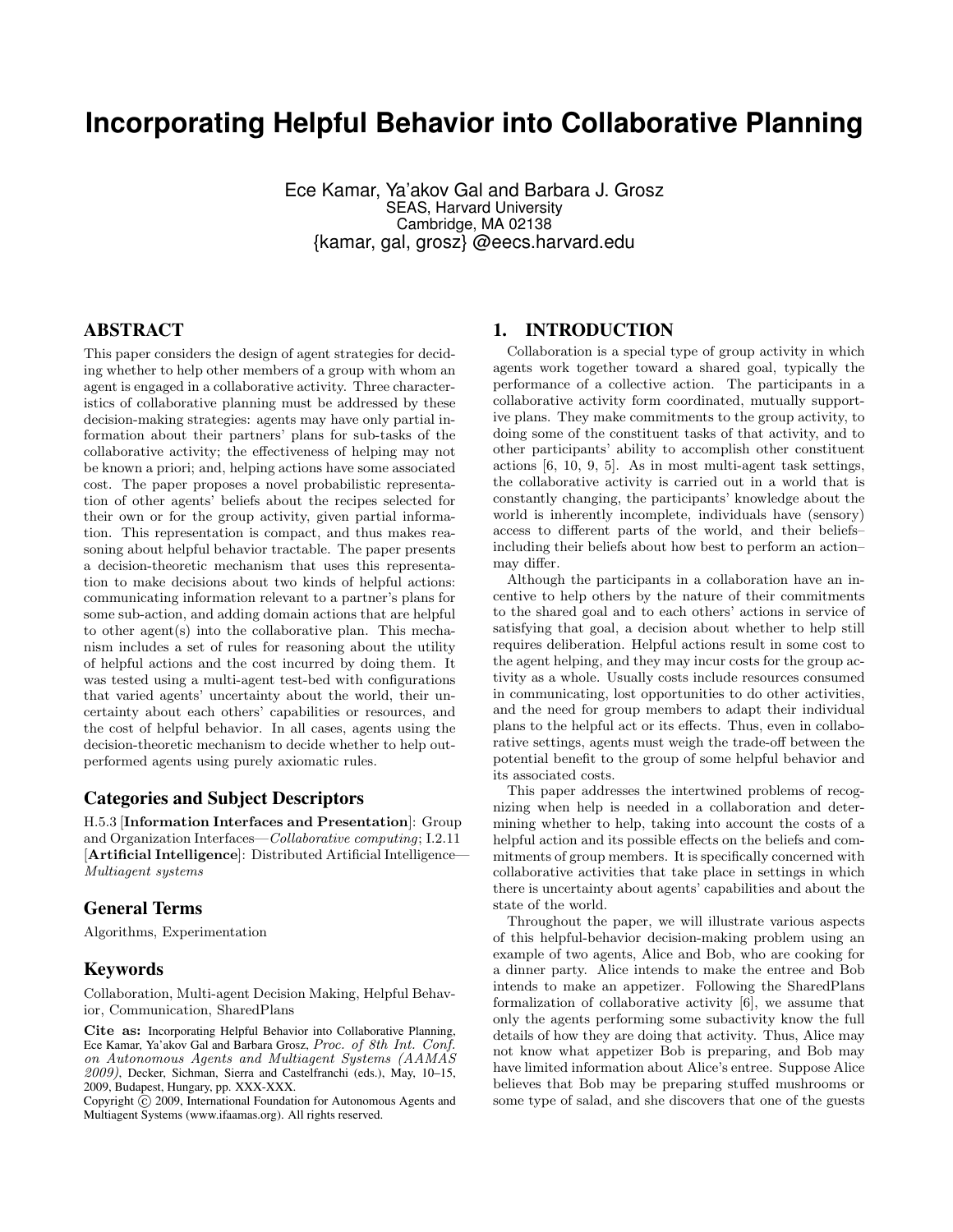# Incorporating Helpful Behavior into Collaborative Planning

Ece Kamar, Ya'akov Gal and Barbara J. Grosz
SEAS, Harvard University
Cambridge, MA 02138
{kamar, gal, grosz} @eecs.harvard.edu

## ABSTRACT

This paper considers the design of agent strategies for deciding whether to help other members of a group with whom an agent is engaged in a collaborative activity. Three characteristics of collaborative planning must be addressed by these decision-making strategies: agents may have only partial information about their partners' plans for sub-tasks of the collaborative activity; the effectiveness of helping may not be known a priori; and, helping actions have some associated cost. The paper proposes a novel probabilistic representation of other agents' beliefs about the recipes selected for their own or for the group activity, given partial information. This representation is compact, and thus makes reasoning about helpful behavior tractable. The paper presents a decision-theoretic mechanism that uses this representation to make decisions about two kinds of helpful actions: communicating information relevant to a partner's plans for some sub-action, and adding domain actions that are helpful to other agent(s) into the collaborative plan. This mechanism includes a set of rules for reasoning about the utility of helpful actions and the cost incurred by doing them. It was tested using a multi-agent test-bed with configurations that varied agents' uncertainty about the world, their uncertainty about each others' capabilities or resources, and the cost of helpful behavior. In all cases, agents using the decision-theoretic mechanism to decide whether to help outperformed agents using purely axiomatic rules.

### Categories and Subject Descriptors

H.5.3 [**Information Interfaces and Presentation**]: Group and Organization Interfaces—*Collaborative computing*; I.2.11 [**Artificial Intelligence**]: Distributed Artificial Intelligence—*Multiagent systems*

### General Terms

Algorithms, Experimentation

### Keywords

Collaboration, Multi-agent Decision Making, Helpful Behavior, Communication, SharedPlans

**Cite as:** Incorporating Helpful Behavior into Collaborative Planning, Ece Kamar, Ya'akov Gal and Barbara Grosz, *Proc. of 8th Int. Conf. on Autonomous Agents and Multiagent Systems (AAMAS 2009)*, Decker, Sichman, Sierra and Castelfranchi (eds.), May, 10–15, 2009, Budapest, Hungary, pp. XXX-XXX.
Copyright © 2009, International Foundation for Autonomous Agents and Multiagent Systems (www.ifaamas.org). All rights reserved.

## 1. INTRODUCTION

Collaboration is a special type of group activity in which agents work together toward a shared goal, typically the performance of a collective action. The participants in a collaborative activity form coordinated, mutually supportive plans. They make commitments to the group activity, to doing some of the constituent tasks of that activity, and to other participants' ability to accomplish other constituent actions [6, 10, 9, 5]. As in most multi-agent task settings, the collaborative activity is carried out in a world that is constantly changing, the participants' knowledge about the world is inherently incomplete, individuals have (sensory) access to different parts of the world, and their beliefs–including their beliefs about how best to perform an action–may differ.

Although the participants in a collaboration have an incentive to help others by the nature of their commitments to the shared goal and to each others' actions in service of satisfying that goal, a decision about whether to help still requires deliberation. Helpful actions result in some cost to the agent helping, and they may incur costs for the group activity as a whole. Usually costs include resources consumed in communicating, lost opportunities to do other activities, and the need for group members to adapt their individual plans to the helpful act or its effects. Thus, even in collaborative settings, agents must weigh the trade-off between the potential benefit to the group of some helpful behavior and its associated costs.

This paper addresses the intertwined problems of recognizing when help is needed in a collaboration and determining whether to help, taking into account the costs of a helpful action and its possible effects on the beliefs and commitments of group members. It is specifically concerned with collaborative activities that take place in settings in which there is uncertainty about agents' capabilities and about the state of the world.

Throughout the paper, we will illustrate various aspects of this helpful-behavior decision-making problem using an example of two agents, Alice and Bob, who are cooking for a dinner party. Alice intends to make the entree and Bob intends to make an appetizer. Following the SharedPlans formalization of collaborative activity [6], we assume that only the agents performing some subactivity know the full details of how they are doing that activity. Thus, Alice may not know what appetizer Bob is preparing, and Bob may have limited information about Alice's entree. Suppose Alice believes that Bob may be preparing stuffed mushrooms or some type of salad, and she discovers that one of the guests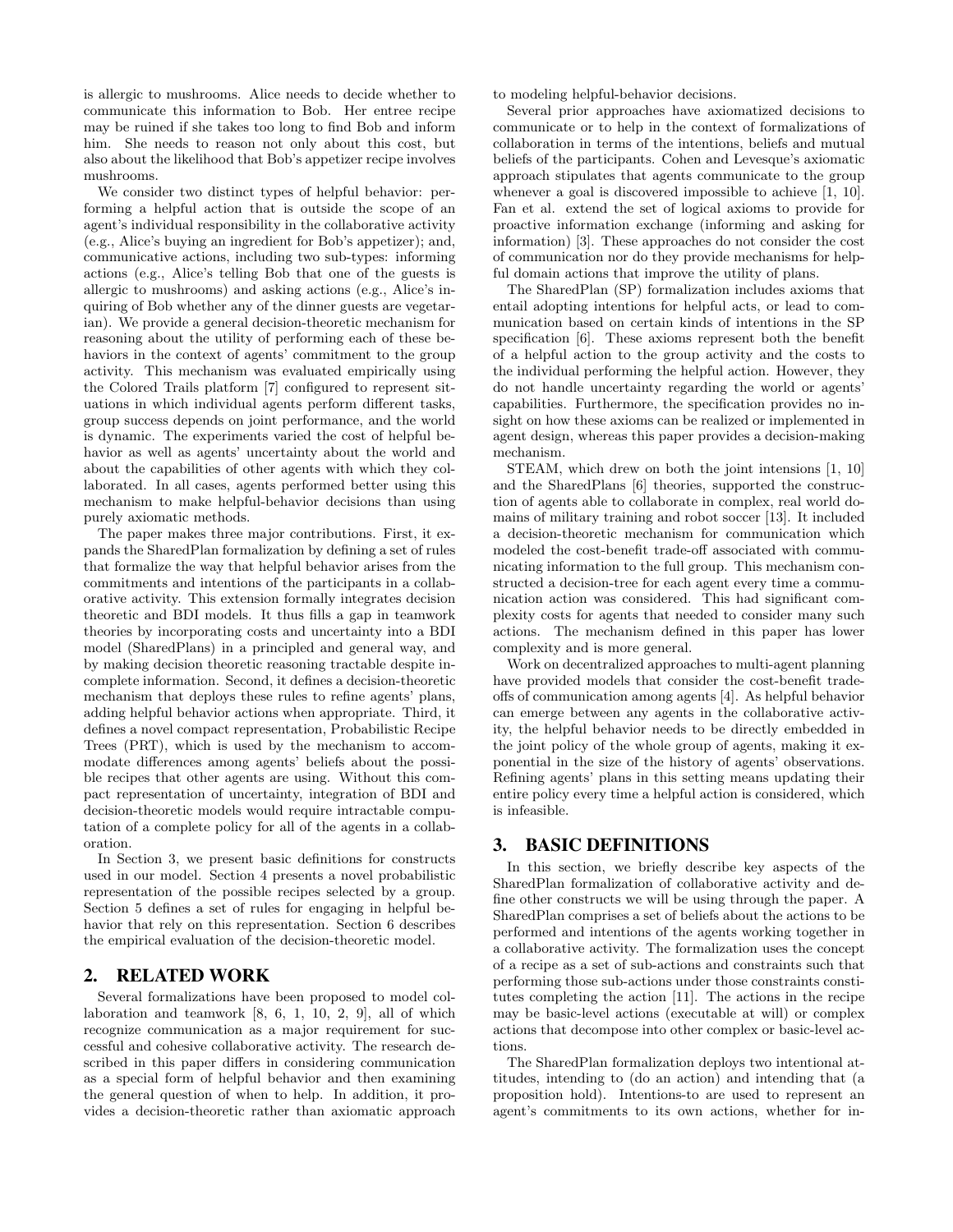is allergic to mushrooms. Alice needs to decide whether to communicate this information to Bob. Her entree recipe may be ruined if she takes too long to find Bob and inform him. She needs to reason not only about this cost, but also about the likelihood that Bob's appetizer recipe involves mushrooms.

We consider two distinct types of helpful behavior: performing a helpful action that is outside the scope of an agent's individual responsibility in the collaborative activity (e.g., Alice's buying an ingredient for Bob's appetizer); and, communicative actions, including two sub-types: informing actions (e.g., Alice's telling Bob that one of the guests is allergic to mushrooms) and asking actions (e.g., Alice's inquiring of Bob whether any of the dinner guests are vegetarian). We provide a general decision-theoretic mechanism for reasoning about the utility of performing each of these behaviors in the context of agents' commitment to the group activity. This mechanism was evaluated empirically using the Colored Trails platform [7] configured to represent situations in which individual agents perform different tasks, group success depends on joint performance, and the world is dynamic. The experiments varied the cost of helpful behavior as well as agents' uncertainty about the world and about the capabilities of other agents with which they collaborated. In all cases, agents performed better using this mechanism to make helpful-behavior decisions than using purely axiomatic methods.

The paper makes three major contributions. First, it expands the SharedPlan formalization by defining a set of rules that formalize the way that helpful behavior arises from the commitments and intentions of the participants in a collaborative activity. This extension formally integrates decision theoretic and BDI models. It thus fills a gap in teamwork theories by incorporating costs and uncertainty into a BDI model (SharedPlans) in a principled and general way, and by making decision theoretic reasoning tractable despite incomplete information. Second, it defines a decision-theoretic mechanism that deploys these rules to refine agents' plans, adding helpful behavior actions when appropriate. Third, it defines a novel compact representation, Probabilistic Recipe Trees (PRT), which is used by the mechanism to accommodate differences among agents' beliefs about the possible recipes that other agents are using. Without this compact representation of uncertainty, integration of BDI and decision-theoretic models would require intractable computation of a complete policy for all of the agents in a collaboration.

In Section 3, we present basic definitions for constructs used in our model. Section 4 presents a novel probabilistic representation of the possible recipes selected by a group. Section 5 defines a set of rules for engaging in helpful behavior that rely on this representation. Section 6 describes the empirical evaluation of the decision-theoretic model.

## 2. RELATED WORK

Several formalizations have been proposed to model collaboration and teamwork [8, 6, 1, 10, 2, 9], all of which recognize communication as a major requirement for successful and cohesive collaborative activity. The research described in this paper differs in considering communication as a special form of helpful behavior and then examining the general question of when to help. In addition, it provides a decision-theoretic rather than axiomatic approach to modeling helpful-behavior decisions.

Several prior approaches have axiomatized decisions to communicate or to help in the context of formalizations of collaboration in terms of the intentions, beliefs and mutual beliefs of the participants. Cohen and Levesque's axiomatic approach stipulates that agents communicate to the group whenever a goal is discovered impossible to achieve [1, 10]. Fan et al. extend the set of logical axioms to provide for proactive information exchange (informing and asking for information) [3]. These approaches do not consider the cost of communication nor do they provide mechanisms for helpful domain actions that improve the utility of plans.

The SharedPlan (SP) formalization includes axioms that entail adopting intentions for helpful acts, or lead to communication based on certain kinds of intentions in the SP specification [6]. These axioms represent both the benefit of a helpful action to the group activity and the costs to the individual performing the helpful action. However, they do not handle uncertainty regarding the world or agents' capabilities. Furthermore, the specification provides no insight on how these axioms can be realized or implemented in agent design, whereas this paper provides a decision-making mechanism.

STEAM, which drew on both the joint intensions [1, 10] and the SharedPlans [6] theories, supported the construction of agents able to collaborate in complex, real world domains of military training and robot soccer [13]. It included a decision-theoretic mechanism for communication which modeled the cost-benefit trade-off associated with communicating information to the full group. This mechanism constructed a decision-tree for each agent every time a communication action was considered. This had significant complexity costs for agents that needed to consider many such actions. The mechanism defined in this paper has lower complexity and is more general.

Work on decentralized approaches to multi-agent planning have provided models that consider the cost-benefit tradeoffs of communication among agents [4]. As helpful behavior can emerge between any agents in the collaborative activity, the helpful behavior needs to be directly embedded in the joint policy of the whole group of agents, making it exponential in the size of the history of agents' observations. Refining agents' plans in this setting means updating their entire policy every time a helpful action is considered, which is infeasible.

## 3. BASIC DEFINITIONS

In this section, we briefly describe key aspects of the SharedPlan formalization of collaborative activity and define other constructs we will be using through the paper. A SharedPlan comprises a set of beliefs about the actions to be performed and intentions of the agents working together in a collaborative activity. The formalization uses the concept of a recipe as a set of sub-actions and constraints such that performing those sub-actions under those constraints constitutes completing the action [11]. The actions in the recipe may be basic-level actions (executable at will) or complex actions that decompose into other complex or basic-level actions.

The SharedPlan formalization deploys two intentional attitudes, intending to (do an action) and intending that (a proposition hold). Intentions-to are used to represent an agent's commitments to its own actions, whether for in-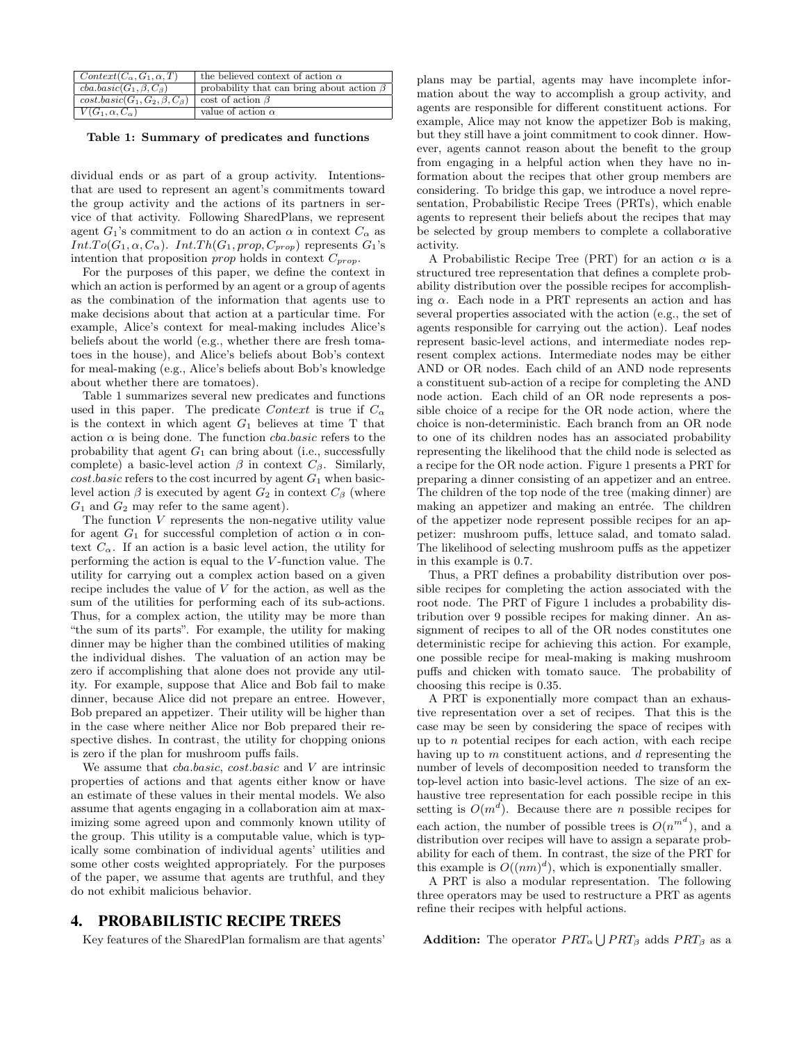| | |
|---|---|
| $Context(C_\alpha, G_1, \alpha, T)$ | the believed context of action $\alpha$ |
| $cba.basic(G_1, \beta, C_\beta)$ | probability that can bring about action $\beta$ |
| $cost.basic(G_1, G_2, \beta, C_\beta)$ | cost of action $\beta$ |
| $V(G_1, \alpha, C_\alpha)$ | value of action $\alpha$ |

**Table 1: Summary of predicates and functions**

dividual ends or as part of a group activity. Intentions-that are used to represent an agent's commitments toward the group activity and the actions of its partners in service of that activity. Following SharedPlans, we represent agent $G_1$'s commitment to do an action $\alpha$ in context $C_\alpha$ as $Int.To(G_1, \alpha, C_\alpha)$. $Int.Th(G_1, prop, C_{prop})$ represents $G_1$'s intention that proposition *prop* holds in context $C_{prop}$.

For the purposes of this paper, we define the context in which an action is performed by an agent or a group of agents as the combination of the information that agents use to make decisions about that action at a particular time. For example, Alice's context for meal-making includes Alice's beliefs about the world (e.g., whether there are fresh tomatoes in the house), and Alice's beliefs about Bob's context for meal-making (e.g., Alice's beliefs about Bob's knowledge about whether there are tomatoes).

Table 1 summarizes several new predicates and functions used in this paper. The predicate *Context* is true if $C_\alpha$ is the context in which agent $G_1$ believes at time T that action $\alpha$ is being done. The function *cba.basic* refers to the probability that agent $G_1$ can bring about (i.e., successfully complete) a basic-level action $\beta$ in context $C_\beta$. Similarly, *cost.basic* refers to the cost incurred by agent $G_1$ when basic-level action $\beta$ is executed by agent $G_2$ in context $C_\beta$ (where $G_1$ and $G_2$ may refer to the same agent).

The function $V$ represents the non-negative utility value for agent $G_1$ for successful completion of action $\alpha$ in context $C_\alpha$. If an action is a basic level action, the utility for performing the action is equal to the $V$-function value. The utility for carrying out a complex action based on a given recipe includes the value of $V$ for the action, as well as the sum of the utilities for performing each of its sub-actions. Thus, for a complex action, the utility may be more than "the sum of its parts". For example, the utility for making dinner may be higher than the combined utilities of making the individual dishes. The valuation of an action may be zero if accomplishing that alone does not provide any utility. For example, suppose that Alice and Bob fail to make dinner, because Alice did not prepare an entree. However, Bob prepared an appetizer. Their utility will be higher than in the case where neither Alice nor Bob prepared their respective dishes. In contrast, the utility for chopping onions is zero if the plan for mushroom puffs fails.

We assume that *cba.basic*, *cost.basic* and $V$ are intrinsic properties of actions and that agents either know or have an estimate of these values in their mental models. We also assume that agents engaging in a collaboration aim at maximizing some agreed upon and commonly known utility of the group. This utility is a computable value, which is typically some combination of individual agents' utilities and some other costs weighted appropriately. For the purposes of the paper, we assume that agents are truthful, and they do not exhibit malicious behavior.

## 4. PROBABILISTIC RECIPE TREES

Key features of the SharedPlan formalism are that agents' plans may be partial, agents may have incomplete information about the way to accomplish a group activity, and agents are responsible for different constituent actions. For example, Alice may not know the appetizer Bob is making, but they still have a joint commitment to cook dinner. However, agents cannot reason about the benefit to the group from engaging in a helpful action when they have no information about the recipes that other group members are considering. To bridge this gap, we introduce a novel representation, Probabilistic Recipe Trees (PRTs), which enable agents to represent their beliefs about the recipes that may be selected by group members to complete a collaborative activity.

A Probabilistic Recipe Tree (PRT) for an action $\alpha$ is a structured tree representation that defines a complete probability distribution over the possible recipes for accomplishing $\alpha$. Each node in a PRT represents an action and has several properties associated with the action (e.g., the set of agents responsible for carrying out the action). Leaf nodes represent basic-level actions, and intermediate nodes represent complex actions. Intermediate nodes may be either AND or OR nodes. Each child of an AND node represents a constituent sub-action of a recipe for completing the AND node action. Each child of an OR node represents a possible choice of a recipe for the OR node action, where the choice is non-deterministic. Each branch from an OR node to one of its children nodes has an associated probability representing the likelihood that the child node is selected as a recipe for the OR node action. Figure 1 presents a PRT for preparing a dinner consisting of an appetizer and an entree. The children of the top node of the tree (making dinner) are making an appetizer and making an entrée. The children of the appetizer node represent possible recipes for an appetizer: mushroom puffs, lettuce salad, and tomato salad. The likelihood of selecting mushroom puffs as the appetizer in this example is 0.7.

Thus, a PRT defines a probability distribution over possible recipes for completing the action associated with the root node. The PRT of Figure 1 includes a probability distribution over 9 possible recipes for making dinner. An assignment of recipes to all of the OR nodes constitutes one deterministic recipe for achieving this action. For example, one possible recipe for meal-making is making mushroom puffs and chicken with tomato sauce. The probability of choosing this recipe is 0.35.

A PRT is exponentially more compact than an exhaustive representation over a set of recipes. That this is the case may be seen by considering the space of recipes with up to $n$ potential recipes for each action, with each recipe having up to $m$ constituent actions, and $d$ representing the number of levels of decomposition needed to transform the top-level action into basic-level actions. The size of an exhaustive tree representation for each possible recipe in this setting is $O(m^d)$. Because there are $n$ possible recipes for each action, the number of possible trees is $O(n^{m^d})$, and a distribution over recipes will have to assign a separate probability for each of them. In contrast, the size of the PRT for this example is $O((nm)^d)$, which is exponentially smaller.

A PRT is also a modular representation. The following three operators may be used to restructure a PRT as agents refine their recipes with helpful actions.

**Addition:** The operator $PRT_\alpha \bigcup PRT_\beta$ adds $PRT_\beta$ as a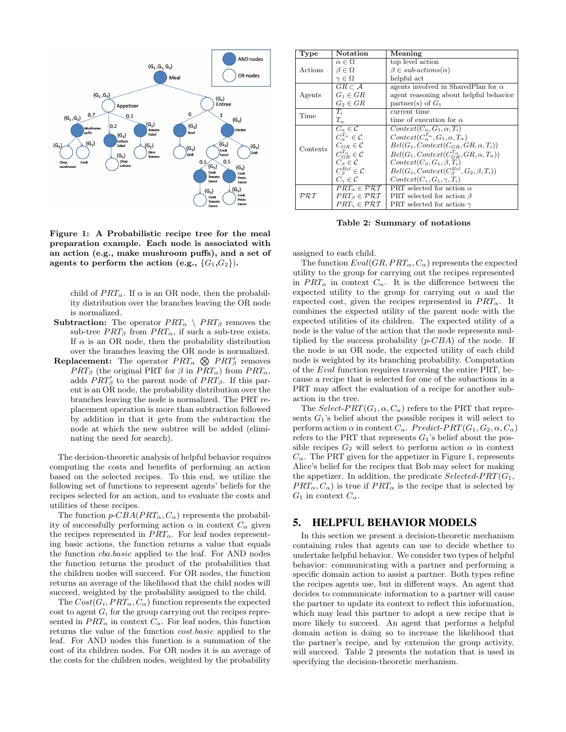**Figure 1: A Probabilistic recipe tree for the meal preparation example. Each node is associated with an action (e.g., make mushroom puffs), and a set of agents to perform the action (e.g., $\{G_1,G_2\}$).**

child of $PRT_\alpha$. If $\alpha$ is an OR node, then the probability distribution over the branches leaving the OR node is normalized.

**Subtraction:** The operator $PRT_\alpha \setminus PRT_\beta$ removes the sub-tree $PRT_\beta$ from $PRT_\alpha$, if such a sub-tree exists. If $\alpha$ is an OR node, then the probability distribution over the branches leaving the OR node is normalized.

**Replacement:** The operator $PRT_\alpha \bigotimes PRT'_\beta$ removes $PRT_\beta$ (the original PRT for $\beta$ in $PRT_\alpha$) from $PRT_\alpha$, adds $PRT'_\beta$ to the parent node of $PRT_\beta$. If this parent is an OR node, the probability distribution over the branches leaving the node is normalized. The PRT replacement operation is more than subtraction followed by addition in that it gets from the subtraction the node at which the new subtree will be added (eliminating the need for search).

The decision-theoretic analysis of helpful behavior requires computing the costs and benefits of performing an action based on the selected recipes. To this end, we utilize the following set of functions to represent agents' beliefs for the recipes selected for an action, and to evaluate the costs and utilities of these recipes.

The function $p\text{-}CBA(PRT_\alpha, C_\alpha)$ represents the probability of successfully performing action $\alpha$ in context $C_\alpha$ given the recipes represented in $PRT_\alpha$. For leaf nodes representing basic actions, the function returns a value that equals the function *cba.basic* applied to the leaf. For AND nodes the function returns the product of the probabilities that the children nodes will succeed. For OR nodes, the function returns an average of the likelihood that the child nodes will succeed, weighted by the probability assigned to the child.

The $Cost(G_i, PRT_\alpha, C_\alpha)$ function represents the expected cost to agent $G_i$ for the group carrying out the recipes represented in $PRT_\alpha$ in context $C_\alpha$. For leaf nodes, this function returns the value of the function *cost.basic* applied to the leaf. For AND nodes this function is a summation of the cost of its children nodes. For OR nodes it is an average of the costs for the children nodes, weighted by the probability assigned to each child.

The function $Eval(GR, PRT_\alpha, C_\alpha)$ represents the expected utility to the group for carrying out the recipes represented in $PRT_\alpha$ in context $C_\alpha$. It is the difference between the expected utility to the group for carrying out $\alpha$ and the expected cost, given the recipes represented in $PRT_\alpha$. It combines the expected utility of the parent node with the expected utilities of its children. The expected utility of a node is the value of the action that the node represents multiplied by the success probability ($p\text{-}CBA$) of the node. If the node is an OR node, the expected utility of each child node is weighted by its branching probability. Computation of the *Eval* function requires traversing the entire PRT, because a recipe that is selected for one of the subactions in a PRT may affect the evaluation of a recipe for another subaction in the tree.

The $Select\text{-}PRT(G_1, \alpha, C_\alpha)$ refers to the PRT that represents $G_1$'s belief about the possible recipes it will select to perform action $\alpha$ in context $C_\alpha$. $Predict\text{-}PRT(G_1, G_2, \alpha, C_\alpha)$ refers to the PRT that represents $G_1$'s belief about the possible recipes $G_2$ will select to perform action $\alpha$ in context $C_\alpha$. The PRT given for the appetizer in Figure 1, represents Alice's belief for the recipes that Bob may select for making the appetizer. In addition, the predicate $Selected\text{-}PRT(G_1, PRT_\alpha, C_\alpha)$ is true if $PRT_\alpha$ is the recipe that is selected by $G_1$ in context $C_\alpha$.

| Type | Notation | Meaning |
|---|---|---|
| Actions | $\alpha \in \Omega$ | top level action |
| | $\beta \in \Omega$ | $\beta \in sub\text{-}actions(\alpha)$ |
| | $\gamma \in \Omega$ | helpful act |
| Agents | $GR \subset \mathcal{A}$ | agents involved in SharedPlan for $\alpha$ |
| | $G_1 \in GR$ | agent reasoning about helpful behavior |
| | $G_2 \in GR$ | partner(s) of $G_1$ |
| Time | $T_i$ | current time |
| | $T_\alpha$ | time of execution for $\alpha$ |
| Contexts | $C_\alpha \in \mathcal{C}$ | $Context(C_\alpha, G_1, \alpha, T_i)$ |
| | $C_\alpha^{T_\alpha} \in \mathcal{C}$ | $Context(C_\alpha^{T_\alpha}, G_1, \alpha, T_\alpha)$ |
| | $C_{GR} \in \mathcal{C}$ | $Bel(G_1, Context(C_{GR}, GR, \alpha, T_i))$ |
| | $C_{GR}^{T_\alpha} \in \mathcal{C}$ | $Bel(G_1, Context(C_{GR}^{T_\alpha}, GR, \alpha, T_\alpha))$ |
| | $C_\beta \in \mathcal{C}$ | $Context(C_\beta, G_1, \beta, T_i)$ |
| | $C_\beta^{Bel} \in \mathcal{C}$ | $Bel(G_1, Context(C_\beta^{Bel}, G_2, \beta, T_i))$ |
| | $C_\gamma \in \mathcal{C}$ | $Context(C_\gamma, G_1, \gamma, T_i)$ |
| $\mathcal{PRT}$ | $PRT_\alpha \in \mathcal{PRT}$ | PRT selected for action $\alpha$ |
| | $PRT_\beta \in \mathcal{PRT}$ | PRT selected for action $\beta$ |
| | $PRT_\gamma \in \mathcal{PRT}$ | PRT selected for action $\gamma$ |

**Table 2: Summary of notations**

## 5. HELPFUL BEHAVIOR MODELS

In this section we present a decision-theoretic mechanism containing rules that agents can use to decide whether to undertake helpful behavior. We consider two types of helpful behavior: communicating with a partner and performing a specific domain action to assist a partner. Both types refine the recipes agents use, but in different ways. An agent that decides to communicate information to a partner will cause the partner to update its context to reflect this information, which may lead this partner to adopt a new recipe that is more likely to succeed. An agent that performs a helpful domain action is doing so to increase the likelihood that the partner's recipe, and by extension the group activity, will succeed. Table 2 presents the notation that is used in specifying the decision-theoretic mechanism.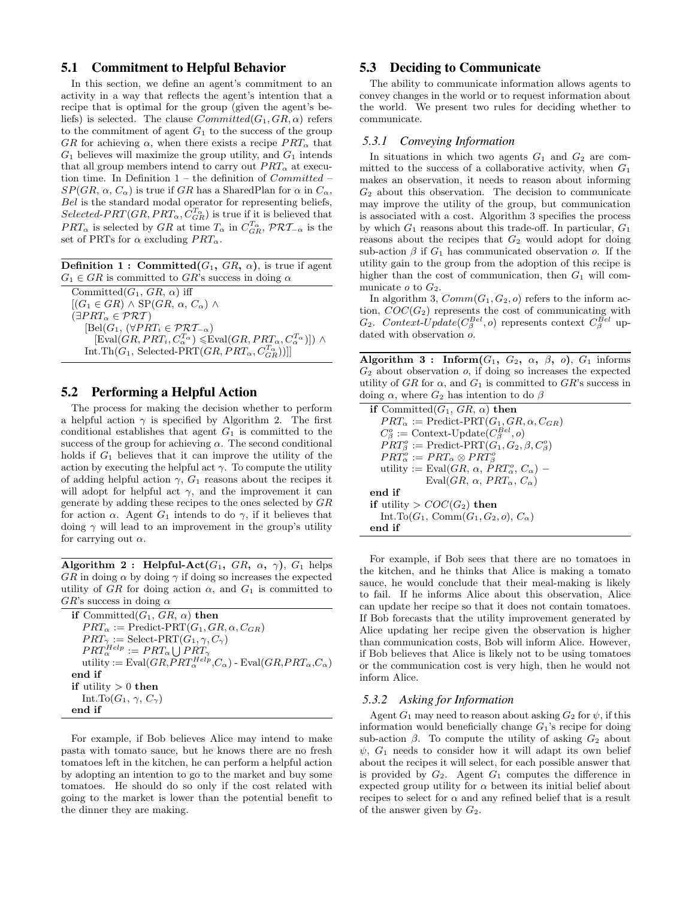## 5.1 Commitment to Helpful Behavior

In this section, we define an agent's commitment to an activity in a way that reflects the agent's intention that a recipe that is optimal for the group (given the agent's beliefs) is selected. The clause $Committed(G_1, GR, \alpha)$ refers to the commitment of agent $G_1$ to the success of the group $GR$ for achieving $\alpha$, when there exists a recipe $PRT_\alpha$ that $G_1$ believes will maximize the group utility, and $G_1$ intends that all group members intend to carry out $PRT_\alpha$ at execution time. In Definition 1 – the definition of $Committed$ – $SP(GR, \alpha, C_\alpha)$ is true if $GR$ has a SharedPlan for $\alpha$ in $C_\alpha$, $Bel$ is the standard modal operator for representing beliefs, $Selected\text{-}PRT(GR, PRT_\alpha, C_{GR}^{T_\alpha})$ is true if it is believed that $PRT_\alpha$ is selected by $GR$ at time $T_\alpha$ in $C_{GR}^{T_\alpha}$, $\mathcal{PRT}_{-\alpha}$ is the set of PRTs for $\alpha$ excluding $PRT_\alpha$.

**Definition 1 : Committed($G_1$, $GR$, $\alpha$)**, is true if agent $G_1 \in GR$ is committed to $GR$'s success in doing $\alpha$

Committed($G_1$, $GR$, $\alpha$) iff
$[(G_1 \in GR) \wedge \mathrm{SP}(GR, \alpha, C_\alpha) \wedge$
$(\exists PRT_\alpha \in \mathcal{PRT})$
$\quad[\mathrm{Bel}(G_1, (\forall PRT_i \in \mathcal{PRT}_{-\alpha})$
$\quad\quad[\mathrm{Eval}(GR, PRT_i, C_\alpha^{T_\alpha}) \leqslant \mathrm{Eval}(GR, PRT_\alpha, C_\alpha^{T_\alpha})]) \wedge$
$\quad\mathrm{Int.Th}(G_1, \text{Selected-PRT}(GR, PRT_\alpha, C_{GR}^{T_\alpha}))]]$

## 5.2 Performing a Helpful Action

The process for making the decision whether to perform a helpful action $\gamma$ is specified by Algorithm 2. The first conditional establishes that agent $G_1$ is committed to the success of the group for achieving $\alpha$. The second conditional holds if $G_1$ believes that it can improve the utility of the action by executing the helpful act $\gamma$. To compute the utility of adding helpful action $\gamma$, $G_1$ reasons about the recipes it will adopt for helpful act $\gamma$, and the improvement it can generate by adding these recipes to the ones selected by $GR$ for action $\alpha$. Agent $G_1$ intends to do $\gamma$, if it believes that doing $\gamma$ will lead to an improvement in the group's utility for carrying out $\alpha$.

**Algorithm 2 : Helpful-Act($G_1$, $GR$, $\alpha$, $\gamma$)**, $G_1$ helps $GR$ in doing $\alpha$ by doing $\gamma$ if doing so increases the expected utility of $GR$ for doing action $\alpha$, and $G_1$ is committed to $GR$'s success in doing $\alpha$

```
if Committed(G1, GR, α) then
    PRT_α := Predict-PRT(G1, GR, α, C_GR)
    PRT_γ := Select-PRT(G1, γ, C_γ)
    PRT_α^Help := PRT_α ⋃ PRT_γ
    utility := Eval(GR, PRT_α^Help, C_α) - Eval(GR, PRT_α, C_α)
end if
if utility > 0 then
    Int.To(G1, γ, C_γ)
end if
```

For example, if Bob believes Alice may intend to make pasta with tomato sauce, but he knows there are no fresh tomatoes left in the kitchen, he can perform a helpful action by adopting an intention to go to the market and buy some tomatoes. He should do so only if the cost related with going to the market is lower than the potential benefit to the dinner they are making.

## 5.3 Deciding to Communicate

The ability to communicate information allows agents to convey changes in the world or to request information about the world. We present two rules for deciding whether to communicate.

### 5.3.1 Conveying Information

In situations in which two agents $G_1$ and $G_2$ are committed to the success of a collaborative activity, when $G_1$ makes an observation, it needs to reason about informing $G_2$ about this observation. The decision to communicate may improve the utility of the group, but communication is associated with a cost. Algorithm 3 specifies the process by which $G_1$ reasons about this trade-off. In particular, $G_1$ reasons about the recipes that $G_2$ would adopt for doing sub-action $\beta$ if $G_1$ has communicated observation $o$. If the utility gain to the group from the adoption of this recipe is higher than the cost of communication, then $G_1$ will communicate $o$ to $G_2$.

In algorithm 3, $Comm(G_1, G_2, o)$ refers to the inform action, $COC(G_2)$ represents the cost of communicating with $G_2$. $Context\text{-}Update(C_\beta^{Bel}, o)$ represents context $C_\beta^{Bel}$ updated with observation $o$.

**Algorithm 3 : Inform($G_1$, $G_2$, $\alpha$, $\beta$, $o$)**, $G_1$ informs $G_2$ about observation $o$, if doing so increases the expected utility of $GR$ for $\alpha$, and $G_1$ is committed to $GR$'s success in doing $\alpha$, where $G_2$ has intention to do $\beta$

```
if Committed(G1, GR, α) then
    PRT_α := Predict-PRT(G1, GR, α, C_GR)
    C_β^o := Context-Update(C_β^Bel, o)
    PRT_β^o := Predict-PRT(G1, G2, β, C_β^o)
    PRT_α^o := PRT_α ⊗ PRT_β^o
    utility := Eval(GR, α, PRT_α^o, C_α) −
               Eval(GR, α, PRT_α, C_α)
end if
if utility > COC(G2) then
    Int.To(G1, Comm(G1, G2, o), C_α)
end if
```

For example, if Bob sees that there are no tomatoes in the kitchen, and he thinks that Alice is making a tomato sauce, he would conclude that their meal-making is likely to fail. If he informs Alice about this observation, Alice can update her recipe so that it does not contain tomatoes. If Bob forecasts that the utility improvement generated by Alice updating her recipe given the observation is higher than communication costs, Bob will inform Alice. However, if Bob believes that Alice is likely not to be using tomatoes or the communication cost is very high, then he would not inform Alice.

### 5.3.2 Asking for Information

Agent $G_1$ may need to reason about asking $G_2$ for $\psi$, if this information would beneficially change $G_1$'s recipe for doing sub-action $\beta$. To compute the utility of asking $G_2$ about $\psi$, $G_1$ needs to consider how it will adapt its own belief about the recipes it will select, for each possible answer that is provided by $G_2$. Agent $G_1$ computes the difference in expected group utility for $\alpha$ between its initial belief about recipes to select for $\alpha$ and any refined belief that is a result of the answer given by $G_2$.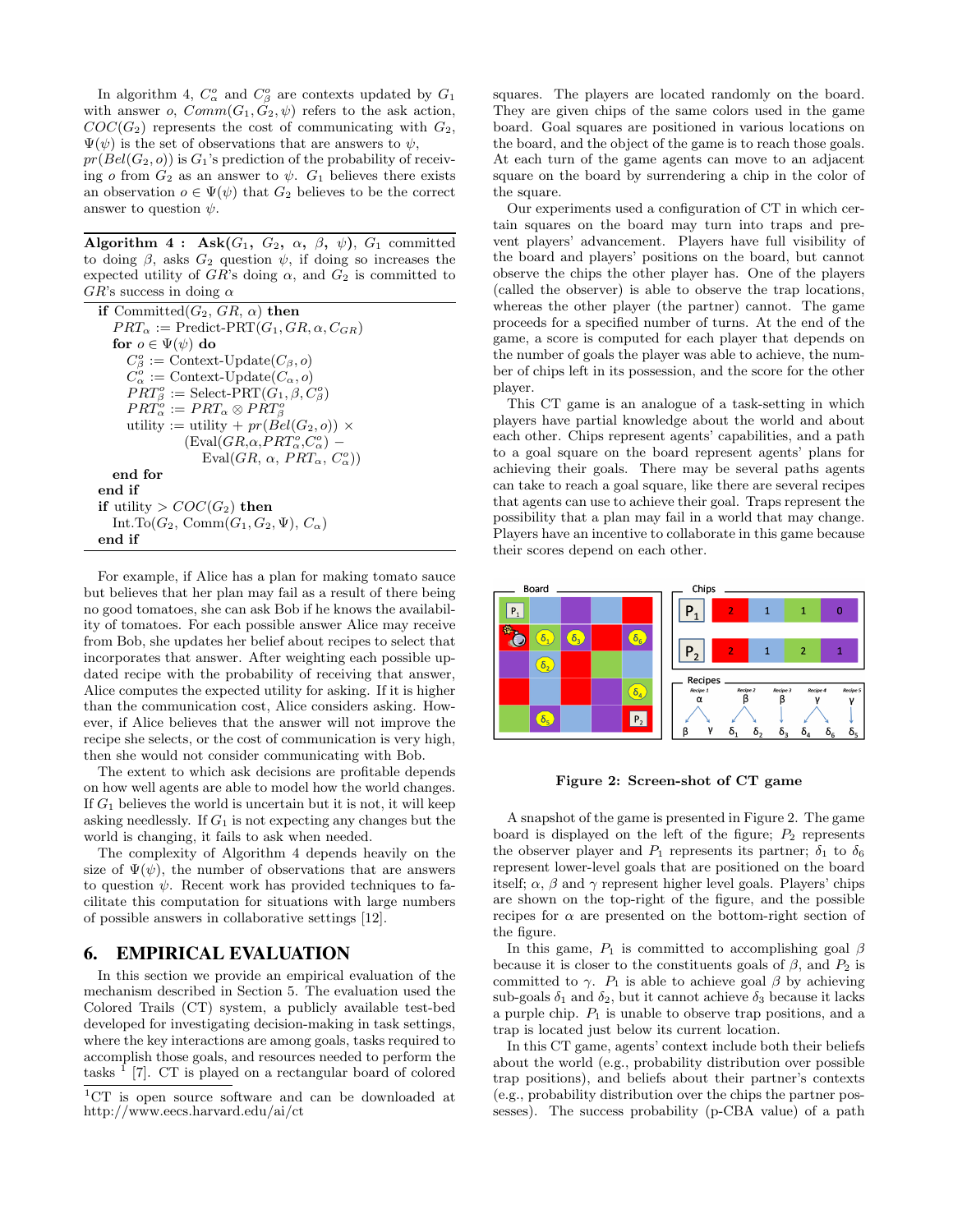In algorithm 4, $C^o_\alpha$ and $C^o_\beta$ are contexts updated by $G_1$ with answer $o$, $Comm(G_1, G_2, \psi)$ refers to the ask action, $COC(G_2)$ represents the cost of communicating with $G_2$, $\Psi(\psi)$ is the set of observations that are answers to $\psi$, $pr(Bel(G_2, o))$ is $G_1$'s prediction of the probability of receiving $o$ from $G_2$ as an answer to $\psi$. $G_1$ believes there exists an observation $o \in \Psi(\psi)$ that $G_2$ believes to be the correct answer to question $\psi$.

**Algorithm 4 : Ask($G_1$, $G_2$, $\alpha$, $\beta$, $\psi$)**, $G_1$ committed to doing $\beta$, asks $G_2$ question $\psi$, if doing so increases the expected utility of $GR$'s doing $\alpha$, and $G_2$ is committed to $GR$'s success in doing $\alpha$

```
if Committed(G2, GR, α) then
    PRT_α := Predict-PRT(G1, GR, α, C_GR)
    for o ∈ Ψ(ψ) do
        C^o_β := Context-Update(C_β, o)
        C^o_α := Context-Update(C_α, o)
        PRT^o_β := Select-PRT(G1, β, C^o_β)
        PRT^o_α := PRT_α ⊗ PRT^o_β
        utility := utility + pr(Bel(G2, o)) ×
                (Eval(GR, α, PRT^o_α, C^o_α) −
                    Eval(GR, α, PRT_α, C^o_α))
    end for
end if
if utility > COC(G2) then
    Int.To(G2, Comm(G1, G2, Ψ), C_α)
end if
```

For example, if Alice has a plan for making tomato sauce but believes that her plan may fail as a result of there being no good tomatoes, she can ask Bob if he knows the availability of tomatoes. For each possible answer Alice may receive from Bob, she updates her belief about recipes to select that incorporates that answer. After weighting each possible updated recipe with the probability of receiving that answer, Alice computes the expected utility for asking. If it is higher than the communication cost, Alice considers asking. However, if Alice believes that the answer will not improve the recipe she selects, or the cost of communication is very high, then she would not consider communicating with Bob.

The extent to which ask decisions are profitable depends on how well agents are able to model how the world changes. If $G_1$ believes the world is uncertain but it is not, it will keep asking needlessly. If $G_1$ is not expecting any changes but the world is changing, it fails to ask when needed.

The complexity of Algorithm 4 depends heavily on the size of $\Psi(\psi)$, the number of observations that are answers to question $\psi$. Recent work has provided techniques to facilitate this computation for situations with large numbers of possible answers in collaborative settings [12].

## 6. EMPIRICAL EVALUATION

In this section we provide an empirical evaluation of the mechanism described in Section 5. The evaluation used the Colored Trails (CT) system, a publicly available test-bed developed for investigating decision-making in task settings, where the key interactions are among goals, tasks required to accomplish those goals, and resources needed to perform the tasks [1] [7]. CT is played on a rectangular board of colored squares. The players are located randomly on the board. They are given chips of the same colors used in the game board. Goal squares are positioned in various locations on the board, and the object of the game is to reach those goals. At each turn of the game agents can move to an adjacent square on the board by surrendering a chip in the color of the square.

[1]CT is open source software and can be downloaded at http://www.eecs.harvard.edu/ai/ct

Our experiments used a configuration of CT in which certain squares on the board may turn into traps and prevent players' advancement. Players have full visibility of the board and players' positions on the board, but cannot observe the chips the other player has. One of the players (called the observer) is able to observe the trap locations, whereas the other player (the partner) cannot. The game proceeds for a specified number of turns. At the end of the game, a score is computed for each player that depends on the number of goals the player was able to achieve, the number of chips left in its possession, and the score for the other player.

This CT game is an analogue of a task-setting in which players have partial knowledge about the world and about each other. Chips represent agents' capabilities, and a path to a goal square on the board represent agents' plans for achieving their goals. There may be several paths agents can take to reach a goal square, like there are several recipes that agents can use to achieve their goal. Traps represent the possibility that a plan may fail in a world that may change. Players have an incentive to collaborate in this game because their scores depend on each other.

**Figure 2: Screen-shot of CT game**

A snapshot of the game is presented in Figure 2. The game board is displayed on the left of the figure; $P_2$ represents the observer player and $P_1$ represents its partner; $\delta_1$ to $\delta_6$ represent lower-level goals that are positioned on the board itself; $\alpha$, $\beta$ and $\gamma$ represent higher level goals. Players' chips are shown on the top-right of the figure, and the possible recipes for $\alpha$ are presented on the bottom-right section of the figure.

In this game, $P_1$ is committed to accomplishing goal $\beta$ because it is closer to the constituents goals of $\beta$, and $P_2$ is committed to $\gamma$. $P_1$ is able to achieve goal $\beta$ by achieving sub-goals $\delta_1$ and $\delta_2$, but it cannot achieve $\delta_3$ because it lacks a purple chip. $P_1$ is unable to observe trap positions, and a trap is located just below its current location.

In this CT game, agents' context include both their beliefs about the world (e.g., probability distribution over possible trap positions), and beliefs about their partner's contexts (e.g., probability distribution over the chips the partner possesses). The success probability (p-CBA value) of a path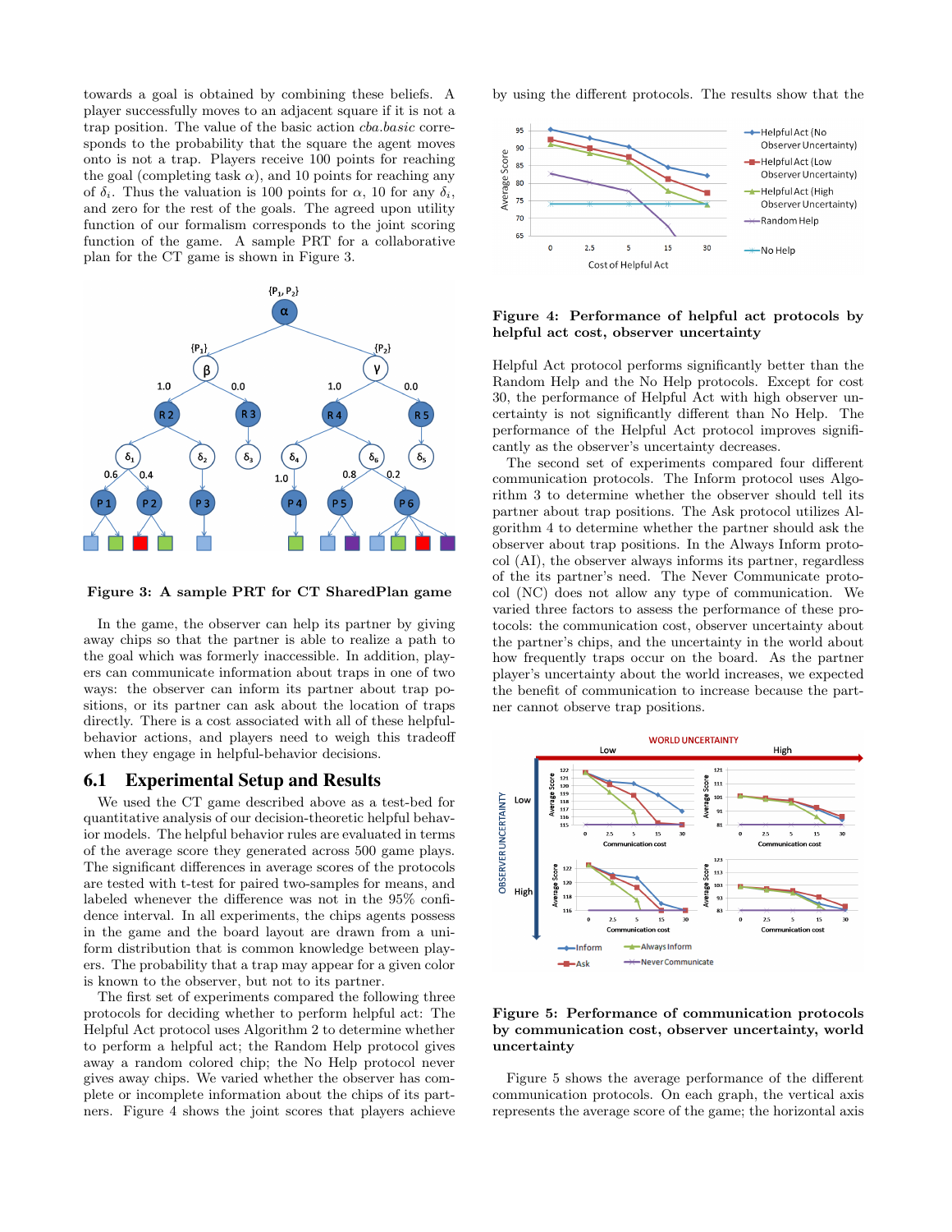towards a goal is obtained by combining these beliefs. A player successfully moves to an adjacent square if it is not a trap position. The value of the basic action *cba.basic* corresponds to the probability that the square the agent moves onto is not a trap. Players receive 100 points for reaching the goal (completing task $\alpha$), and 10 points for reaching any of $\delta_i$. Thus the valuation is 100 points for $\alpha$, 10 for any $\delta_i$, and zero for the rest of the goals. The agreed upon utility function of our formalism corresponds to the joint scoring function of the game. A sample PRT for a collaborative plan for the CT game is shown in Figure 3.

**Figure 3: A sample PRT for CT SharedPlan game**

In the game, the observer can help its partner by giving away chips so that the partner is able to realize a path to the goal which was formerly inaccessible. In addition, players can communicate information about traps in one of two ways: the observer can inform its partner about trap positions, or its partner can ask about the location of traps directly. There is a cost associated with all of these helpful-behavior actions, and players need to weigh this tradeoff when they engage in helpful-behavior decisions.

## 6.1 Experimental Setup and Results

We used the CT game described above as a test-bed for quantitative analysis of our decision-theoretic helpful behavior models. The helpful behavior rules are evaluated in terms of the average score they generated across 500 game plays. The significant differences in average scores of the protocols are tested with t-test for paired two-samples for means, and labeled whenever the difference was not in the 95% confidence interval. In all experiments, the chips agents possess in the game and the board layout are drawn from a uniform distribution that is common knowledge between players. The probability that a trap may appear for a given color is known to the observer, but not to its partner.

The first set of experiments compared the following three protocols for deciding whether to perform helpful act: The Helpful Act protocol uses Algorithm 2 to determine whether to perform a helpful act; the Random Help protocol gives away a random colored chip; the No Help protocol never gives away chips. We varied whether the observer has complete or incomplete information about the chips of its partners. Figure 4 shows the joint scores that players achieve by using the different protocols. The results show that the

**Figure 4: Performance of helpful act protocols by helpful act cost, observer uncertainty**

Helpful Act protocol performs significantly better than the Random Help and the No Help protocols. Except for cost 30, the performance of Helpful Act with high observer uncertainty is not significantly different than No Help. The performance of the Helpful Act protocol improves significantly as the observer's uncertainty decreases.

The second set of experiments compared four different communication protocols. The Inform protocol uses Algorithm 3 to determine whether the observer should tell its partner about trap positions. The Ask protocol utilizes Algorithm 4 to determine whether the partner should ask the observer about trap positions. In the Always Inform protocol (AI), the observer always informs its partner, regardless of the its partner's need. The Never Communicate protocol (NC) does not allow any type of communication. We varied three factors to assess the performance of these protocols: the communication cost, observer uncertainty about the partner's chips, and the uncertainty in the world about how frequently traps occur on the board. As the partner player's uncertainty about the world increases, we expected the benefit of communication to increase because the partner cannot observe trap positions.

**Figure 5: Performance of communication protocols by communication cost, observer uncertainty, world uncertainty**

Figure 5 shows the average performance of the different communication protocols. On each graph, the vertical axis represents the average score of the game; the horizontal axis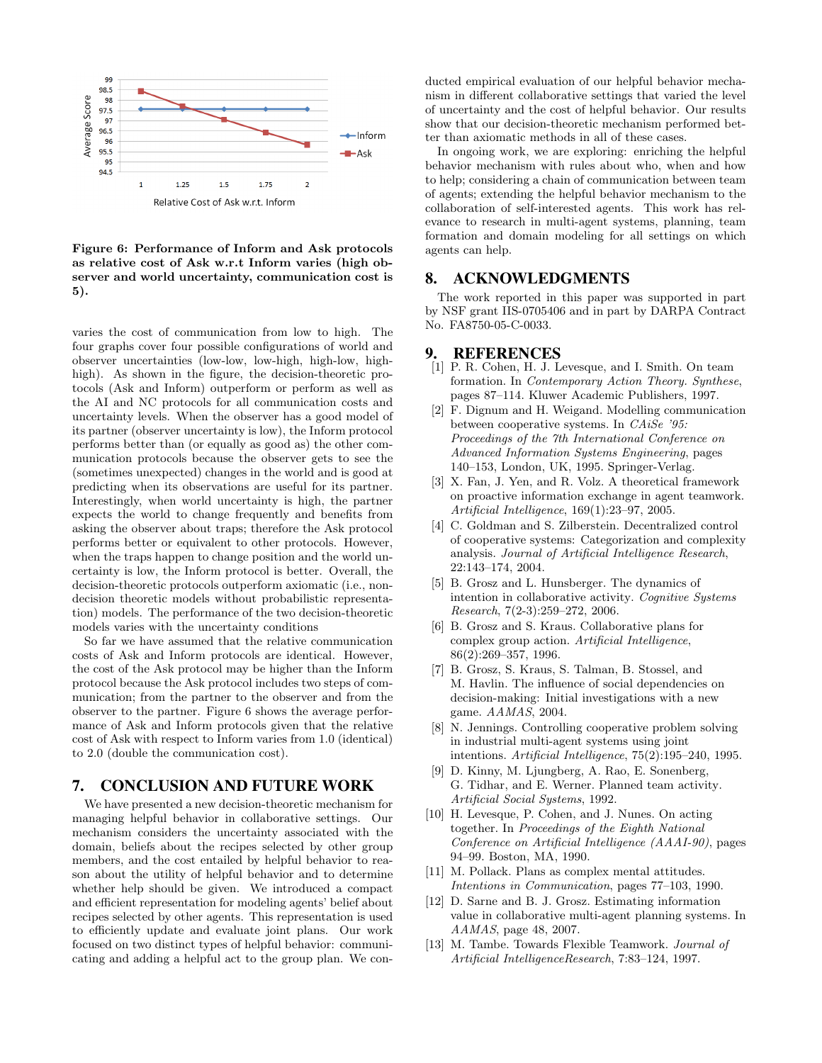99
98.5
98
97.5
97
96.5
96
95.5
95
94.5

Average Score

1
1.25
1.5
1.75
2

Relative Cost of Ask w.r.t. Inform

Inform
Ask

**Figure 6: Performance of Inform and Ask protocols as relative cost of Ask w.r.t Inform varies (high observer and world uncertainty, communication cost is 5).**

varies the cost of communication from low to high. The four graphs cover four possible configurations of world and observer uncertainties (low-low, low-high, high-low, high-high). As shown in the figure, the decision-theoretic protocols (Ask and Inform) outperform or perform as well as the AI and NC protocols for all communication costs and uncertainty levels. When the observer has a good model of its partner (observer uncertainty is low), the Inform protocol performs better than (or equally as good as) the other communication protocols because the observer gets to see the (sometimes unexpected) changes in the world and is good at predicting when its observations are useful for its partner. Interestingly, when world uncertainty is high, the partner expects the world to change frequently and benefits from asking the observer about traps; therefore the Ask protocol performs better or equivalent to other protocols. However, when the traps happen to change position and the world uncertainty is low, the Inform protocol is better. Overall, the decision-theoretic protocols outperform axiomatic (i.e., non-decision theoretic models without probabilistic representation) models. The performance of the two decision-theoretic models varies with the uncertainty conditions

So far we have assumed that the relative communication costs of Ask and Inform protocols are identical. However, the cost of the Ask protocol may be higher than the Inform protocol because the Ask protocol includes two steps of communication; from the partner to the observer and from the observer to the partner. Figure 6 shows the average performance of Ask and Inform protocols given that the relative cost of Ask with respect to Inform varies from 1.0 (identical) to 2.0 (double the communication cost).

## 7. CONCLUSION AND FUTURE WORK

We have presented a new decision-theoretic mechanism for managing helpful behavior in collaborative settings. Our mechanism considers the uncertainty associated with the domain, beliefs about the recipes selected by other group members, and the cost entailed by helpful behavior to reason about the utility of helpful behavior and to determine whether help should be given. We introduced a compact and efficient representation for modeling agents' belief about recipes selected by other agents. This representation is used to efficiently update and evaluate joint plans. Our work focused on two distinct types of helpful behavior: communicating and adding a helpful act to the group plan. We conducted empirical evaluation of our helpful behavior mechanism in different collaborative settings that varied the level of uncertainty and the cost of helpful behavior. Our results show that our decision-theoretic mechanism performed better than axiomatic methods in all of these cases.

In ongoing work, we are exploring: enriching the helpful behavior mechanism with rules about who, when and how to help; considering a chain of communication between team of agents; extending the helpful behavior mechanism to the collaboration of self-interested agents. This work has relevance to research in multi-agent systems, planning, team formation and domain modeling for all settings on which agents can help.

## 8. ACKNOWLEDGMENTS

The work reported in this paper was supported in part by NSF grant IIS-0705406 and in part by DARPA Contract No. FA8750-05-C-0033.

## 9. REFERENCES

[1] P. R. Cohen, H. J. Levesque, and I. Smith. On team formation. In *Contemporary Action Theory. Synthese*, pages 87–114. Kluwer Academic Publishers, 1997.

[2] F. Dignum and H. Weigand. Modelling communication between cooperative systems. In *CAiSe '95: Proceedings of the 7th International Conference on Advanced Information Systems Engineering*, pages 140–153, London, UK, 1995. Springer-Verlag.

[3] X. Fan, J. Yen, and R. Volz. A theoretical framework on proactive information exchange in agent teamwork. *Artificial Intelligence*, 169(1):23–97, 2005.

[4] C. Goldman and S. Zilberstein. Decentralized control of cooperative systems: Categorization and complexity analysis. *Journal of Artificial Intelligence Research*, 22:143–174, 2004.

[5] B. Grosz and L. Hunsberger. The dynamics of intention in collaborative activity. *Cognitive Systems Research*, 7(2-3):259–272, 2006.

[6] B. Grosz and S. Kraus. Collaborative plans for complex group action. *Artificial Intelligence*, 86(2):269–357, 1996.

[7] B. Grosz, S. Kraus, S. Talman, B. Stossel, and M. Havlin. The influence of social dependencies on decision-making: Initial investigations with a new game. *AAMAS*, 2004.

[8] N. Jennings. Controlling cooperative problem solving in industrial multi-agent systems using joint intentions. *Artificial Intelligence*, 75(2):195–240, 1995.

[9] D. Kinny, M. Ljungberg, A. Rao, E. Sonenberg, G. Tidhar, and E. Werner. Planned team activity. *Artificial Social Systems*, 1992.

[10] H. Levesque, P. Cohen, and J. Nunes. On acting together. In *Proceedings of the Eighth National Conference on Artificial Intelligence (AAAI-90)*, pages 94–99. Boston, MA, 1990.

[11] M. Pollack. Plans as complex mental attitudes. *Intentions in Communication*, pages 77–103, 1990.

[12] D. Sarne and B. J. Grosz. Estimating information value in collaborative multi-agent planning systems. In *AAMAS*, page 48, 2007.

[13] M. Tambe. Towards Flexible Teamwork. *Journal of Artificial IntelligenceResearch*, 7:83–124, 1997.